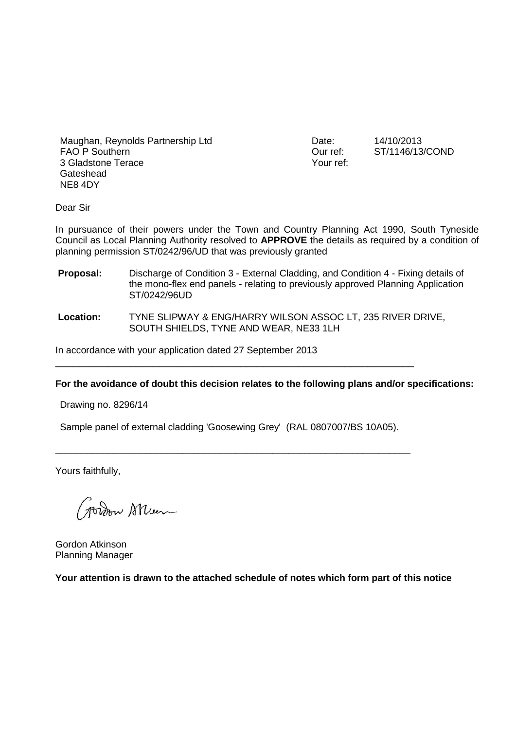Maughan, Reynolds Partnership Ltd
FAO P Southern
3 Gladstone Terace
Gateshead
NE8 4DY

Date: 14/10/2013
Our ref: ST/1146/13/COND
Your ref:

Dear Sir

In pursuance of their powers under the Town and Country Planning Act 1990, South Tyneside Council as Local Planning Authority resolved to **APPROVE** the details as required by a condition of planning permission ST/0242/96/UD that was previously granted

**Proposal:** Discharge of Condition 3 - External Cladding, and Condition 4 - Fixing details of the mono-flex end panels - relating to previously approved Planning Application ST/0242/96UD

**Location:** TYNE SLIPWAY & ENG/HARRY WILSON ASSOC LT, 235 RIVER DRIVE, SOUTH SHIELDS, TYNE AND WEAR, NE33 1LH

In accordance with your application dated 27 September 2013

---

**For the avoidance of doubt this decision relates to the following plans and/or specifications:**

Drawing no. 8296/14

Sample panel of external cladding 'Goosewing Grey' (RAL 0807007/BS 10A05).

---

Yours faithfully,

Gordon Atkinson
Planning Manager

**Your attention is drawn to the attached schedule of notes which form part of this notice**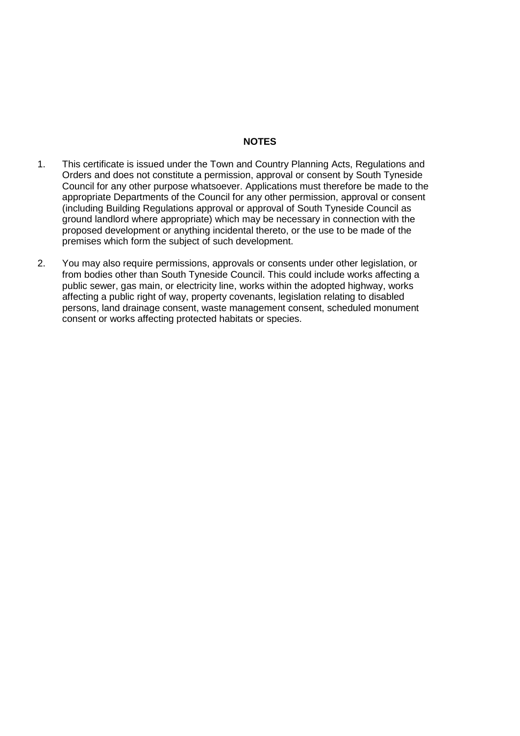## NOTES

1. This certificate is issued under the Town and Country Planning Acts, Regulations and Orders and does not constitute a permission, approval or consent by South Tyneside Council for any other purpose whatsoever. Applications must therefore be made to the appropriate Departments of the Council for any other permission, approval or consent (including Building Regulations approval or approval of South Tyneside Council as ground landlord where appropriate) which may be necessary in connection with the proposed development or anything incidental thereto, or the use to be made of the premises which form the subject of such development.

2. You may also require permissions, approvals or consents under other legislation, or from bodies other than South Tyneside Council. This could include works affecting a public sewer, gas main, or electricity line, works within the adopted highway, works affecting a public right of way, property covenants, legislation relating to disabled persons, land drainage consent, waste management consent, scheduled monument consent or works affecting protected habitats or species.